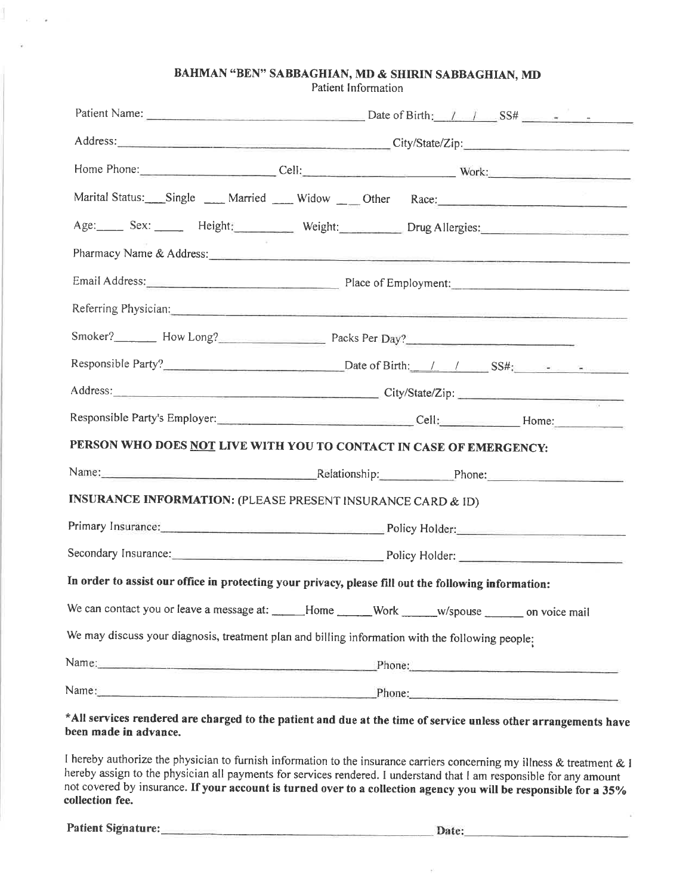# BAHMAN "BEN" SABBAGHIAN, MD & SHIRIN SABBAGHIAN, MD

Patient Information

Patient Name: ______________________ Date of Birth: __/__/____ SS# ___-__-____

Address: ______________________ City/State/Zip: ______________________

Home Phone: ______________ Cell: ______________ Work: ______________

Marital Status: ___Single ___ Married ___ Widow ___ Other Race: ______________

Age:____ Sex: ____ Height:________ Weight:________ Drug Allergies:______________

Pharmacy Name & Address: ______________________________________________

Email Address: ______________________ Place of Employment: ______________________

Referring Physician: ______________________________________________

Smoker?_______ How Long?______________ Packs Per Day?______________________

Responsible Party?______________________ Date of Birth: __/__/____ SS#: ___-__-____

Address: ______________________ City/State/Zip: ______________________

Responsible Party's Employer: ______________________ Cell:__________ Home:__________

**PERSON WHO DOES NOT LIVE WITH YOU TO CONTACT IN CASE OF EMERGENCY:**

Name: ______________________ Relationship:__________ Phone: ______________

**INSURANCE INFORMATION:** (PLEASE PRESENT INSURANCE CARD & ID)

Primary Insurance: ______________________ Policy Holder: ______________________

Secondary Insurance: ______________________ Policy Holder: ______________________

**In order to assist our office in protecting your privacy, please fill out the following information:**

We can contact you or leave a message at: _____Home _____Work _____w/spouse ______ on voice mail

We may discuss your diagnosis, treatment plan and billing information with the following people:

Name: ______________________________ Phone: ______________________

Name: ______________________________ Phone: ______________________

**\*All services rendered are charged to the patient and due at the time of service unless other arrangements have been made in advance.**

I hereby authorize the physician to furnish information to the insurance carriers concerning my illness & treatment & I hereby assign to the physician all payments for services rendered. I understand that I am responsible for any amount not covered by insurance. **If your account is turned over to a collection agency you will be responsible for a 35% collection fee.**

**Patient Signature:** ______________________________ **Date:** ______________________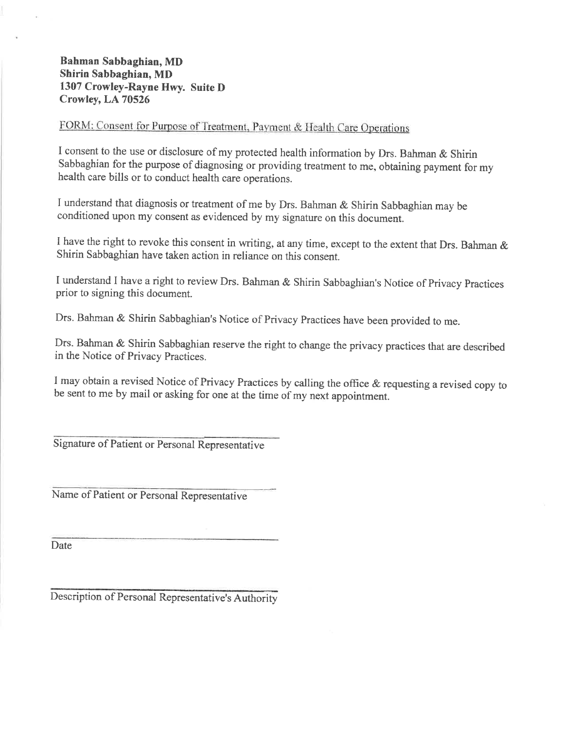**Bahman Sabbaghian, MD**
**Shirin Sabbaghian, MD**
**1307 Crowley-Rayne Hwy. Suite D**
**Crowley, LA 70526**

FORM: Consent for Purpose of Treatment, Payment & Health Care Operations

I consent to the use or disclosure of my protected health information by Drs. Bahman & Shirin Sabbaghian for the purpose of diagnosing or providing treatment to me, obtaining payment for my health care bills or to conduct health care operations.

I understand that diagnosis or treatment of me by Drs. Bahman & Shirin Sabbaghian may be conditioned upon my consent as evidenced by my signature on this document.

I have the right to revoke this consent in writing, at any time, except to the extent that Drs. Bahman & Shirin Sabbaghian have taken action in reliance on this consent.

I understand I have a right to review Drs. Bahman & Shirin Sabbaghian's Notice of Privacy Practices prior to signing this document.

Drs. Bahman & Shirin Sabbaghian's Notice of Privacy Practices have been provided to me.

Drs. Bahman & Shirin Sabbaghian reserve the right to change the privacy practices that are described in the Notice of Privacy Practices.

I may obtain a revised Notice of Privacy Practices by calling the office & requesting a revised copy to be sent to me by mail or asking for one at the time of my next appointment.

______________________________
Signature of Patient or Personal Representative

______________________________
Name of Patient or Personal Representative

______________________________
Date

______________________________
Description of Personal Representative's Authority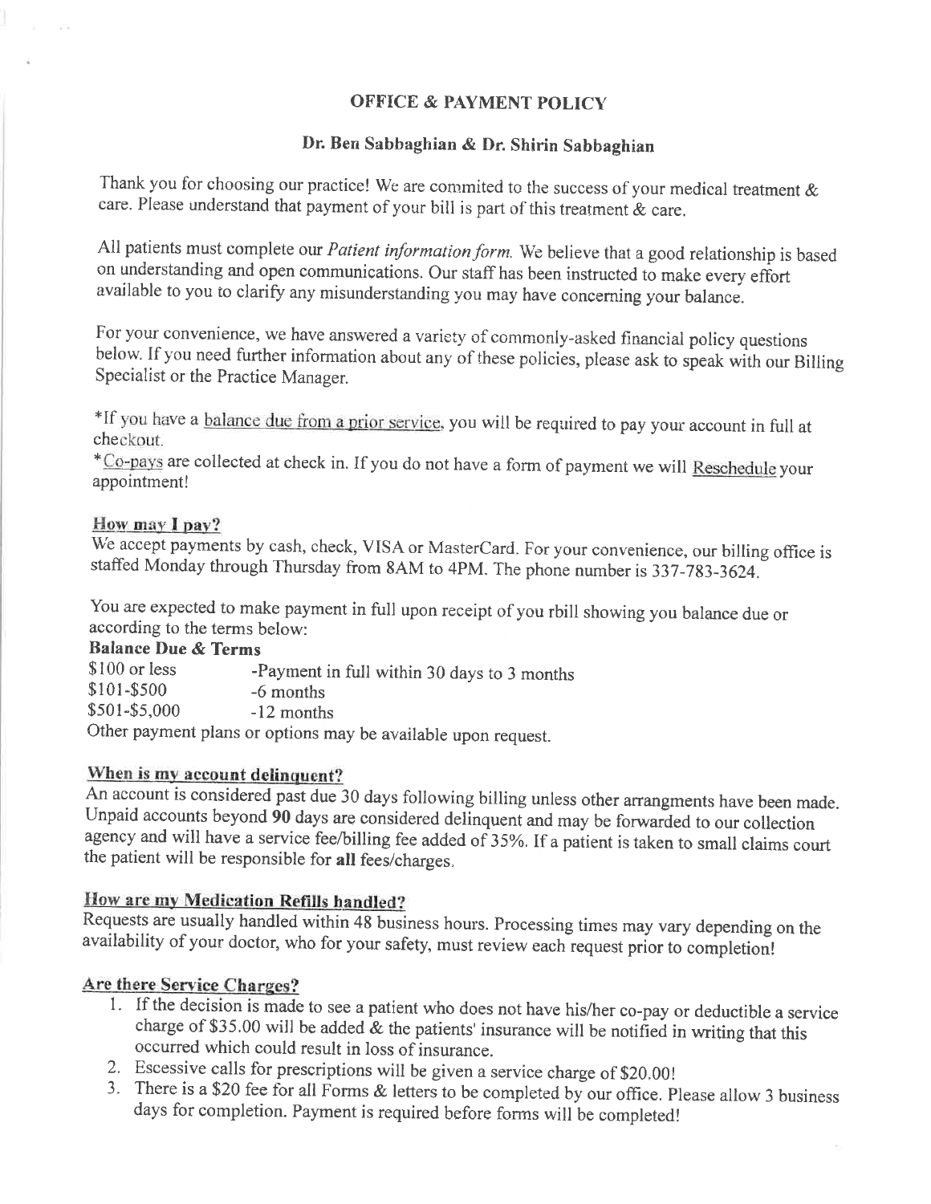## OFFICE & PAYMENT POLICY

### Dr. Ben Sabbaghian & Dr. Shirin Sabbaghian

Thank you for choosing our practice! We are commited to the success of your medical treatment & care. Please understand that payment of your bill is part of this treatment & care.

All patients must complete our *Patient information form.* We believe that a good relationship is based on understanding and open communications. Our staff has been instructed to make every effort available to you to clarify any misunderstanding you may have concerning your balance.

For your convenience, we have answered a variety of commonly-asked financial policy questions below. If you need further information about any of these policies, please ask to speak with our Billing Specialist or the Practice Manager.

*If you have a balance due from a prior service, you will be required to pay your account in full at checkout.
*Co-pays are collected at check in. If you do not have a form of payment we will Reschedule your appointment!

**How may I pay?**
We accept payments by cash, check, VISA or MasterCard. For your convenience, our billing office is staffed Monday through Thursday from 8AM to 4PM. The phone number is 337-783-3624.

You are expected to make payment in full upon receipt of you rbill showing you balance due or according to the terms below:

**Balance Due & Terms**

| | |
|---|---|
| $100 or less | -Payment in full within 30 days to 3 months |
| $101-$500 | -6 months |
| $501-$5,000 | -12 months |

Other payment plans or options may be available upon request.

**When is my account delinquent?**
An account is considered past due 30 days following billing unless other arrangments have been made. Unpaid accounts beyond **90** days are considered delinquent and may be forwarded to our collection agency and will have a service fee/billing fee added of 35%. If a patient is taken to small claims court the patient will be responsible for **all** fees/charges.

**How are my Medication Refills handled?**
Requests are usually handled within 48 business hours. Processing times may vary depending on the availability of your doctor, who for your safety, must review each request prior to completion!

**Are there Service Charges?**

1. If the decision is made to see a patient who does not have his/her co-pay or deductible a service charge of $35.00 will be added & the patients' insurance will be notified in writing that this occurred which could result in loss of insurance.
2. Escessive calls for prescriptions will be given a service charge of $20.00!
3. There is a $20 fee for all Forms & letters to be completed by our office. Please allow 3 business days for completion. Payment is required before forms will be completed!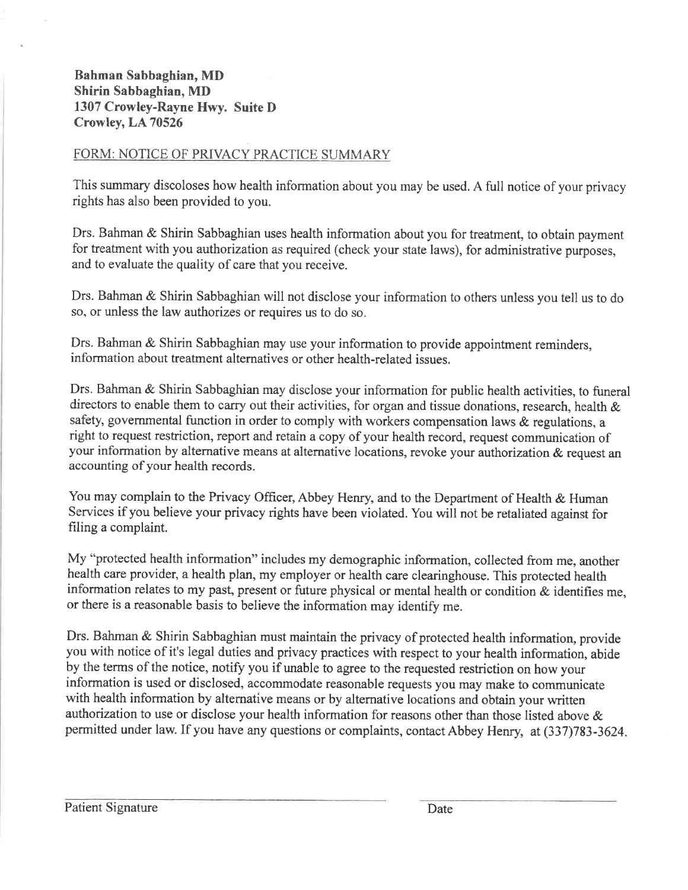**Bahman Sabbaghian, MD**
**Shirin Sabbaghian, MD**
**1307 Crowley-Rayne Hwy. Suite D**
**Crowley, LA 70526**

FORM: NOTICE OF PRIVACY PRACTICE SUMMARY

This summary discoloses how health information about you may be used. A full notice of your privacy rights has also been provided to you.

Drs. Bahman & Shirin Sabbaghian uses health information about you for treatment, to obtain payment for treatment with you authorization as required (check your state laws), for administrative purposes, and to evaluate the quality of care that you receive.

Drs. Bahman & Shirin Sabbaghian will not disclose your information to others unless you tell us to do so, or unless the law authorizes or requires us to do so.

Drs. Bahman & Shirin Sabbaghian may use your information to provide appointment reminders, information about treatment alternatives or other health-related issues.

Drs. Bahman & Shirin Sabbaghian may disclose your information for public health activities, to funeral directors to enable them to carry out their activities, for organ and tissue donations, research, health & safety, governmental function in order to comply with workers compensation laws & regulations, a right to request restriction, report and retain a copy of your health record, request communication of your information by alternative means at alternative locations, revoke your authorization & request an accounting of your health records.

You may complain to the Privacy Officer, Abbey Henry, and to the Department of Health & Human Services if you believe your privacy rights have been violated. You will not be retaliated against for filing a complaint.

My "protected health information" includes my demographic information, collected from me, another health care provider, a health plan, my employer or health care clearinghouse. This protected health information relates to my past, present or future physical or mental health or condition & identifies me, or there is a reasonable basis to believe the information may identify me.

Drs. Bahman & Shirin Sabbaghian must maintain the privacy of protected health information, provide you with notice of it's legal duties and privacy practices with respect to your health information, abide by the terms of the notice, notify you if unable to agree to the requested restriction on how your information is used or disclosed, accommodate reasonable requests you may make to communicate with health information by alternative means or by alternative locations and obtain your written authorization to use or disclose your health information for reasons other than those listed above & permitted under law. If you have any questions or complaints, contact Abbey Henry, at (337)783-3624.

Patient Signature _______________________ Date _______________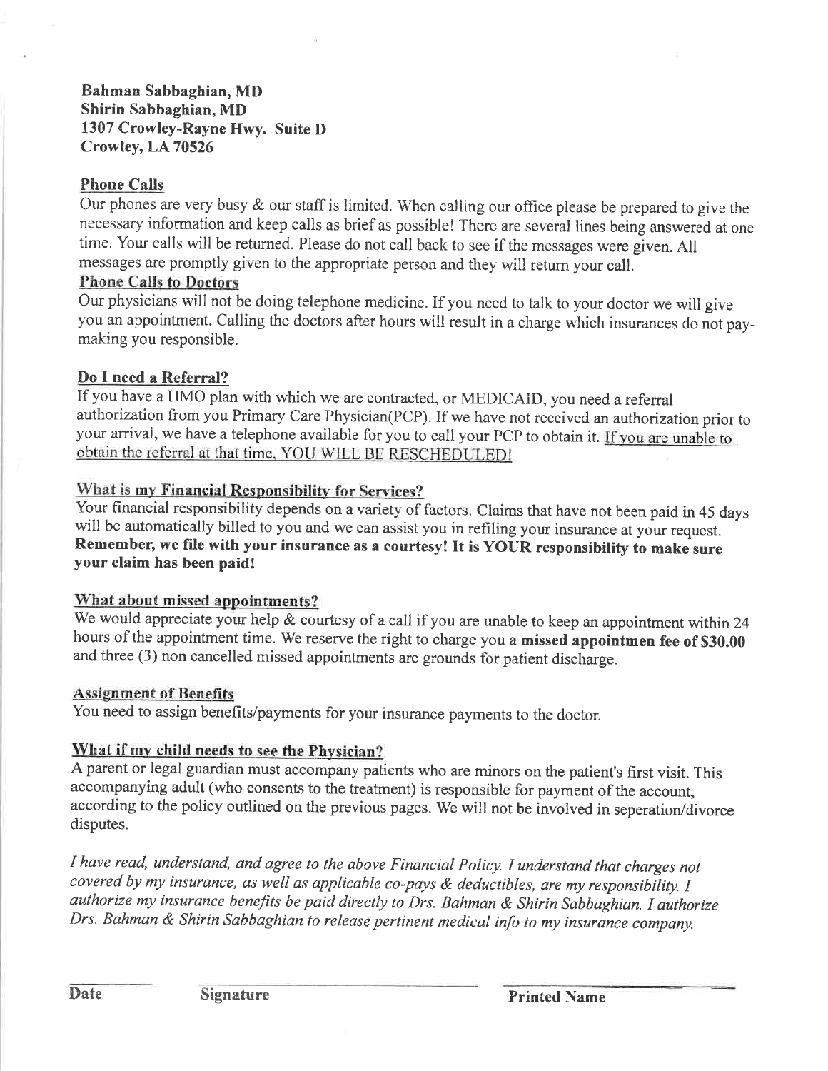**Bahman Sabbaghian, MD**
**Shirin Sabbaghian, MD**
**1307 Crowley-Rayne Hwy. Suite D**
**Crowley, LA 70526**

**Phone Calls**

Our phones are very busy & our staff is limited. When calling our office please be prepared to give the necessary information and keep calls as brief as possible! There are several lines being answered at one time. Your calls will be returned. Please do not call back to see if the messages were given. All messages are promptly given to the appropriate person and they will return your call.

**Phone Calls to Doctors**

Our physicians will not be doing telephone medicine. If you need to talk to your doctor we will give you an appointment. Calling the doctors after hours will result in a charge which insurances do not pay-making you responsible.

**Do I need a Referral?**

If you have a HMO plan with which we are contracted, or MEDICAID, you need a referral authorization from you Primary Care Physician(PCP). If we have not received an authorization prior to your arrival, we have a telephone available for you to call your PCP to obtain it. If you are unable to obtain the referral at that time, YOU WILL BE RESCHEDULED!

**What is my Financial Responsibility for Services?**

Your financial responsibility depends on a variety of factors. Claims that have not been paid in 45 days will be automatically billed to you and we can assist you in refiling your insurance at your request. **Remember, we file with your insurance as a courtesy! It is YOUR responsibility to make sure your claim has been paid!**

**What about missed appointments?**

We would appreciate your help & courtesy of a call if you are unable to keep an appointment within 24 hours of the appointment time. We reserve the right to charge you a **missed appointmen fee of $30.00** and three (3) non cancelled missed appointments are grounds for patient discharge.

**Assignment of Benefits**

You need to assign benefits/payments for your insurance payments to the doctor.

**What if my child needs to see the Physician?**

A parent or legal guardian must accompany patients who are minors on the patient's first visit. This accompanying adult (who consents to the treatment) is responsible for payment of the account, according to the policy outlined on the previous pages. We will not be involved in seperation/divorce disputes.

*I have read, understand, and agree to the above Financial Policy. I understand that charges not covered by my insurance, as well as applicable co-pays & deductibles, are my responsibility. I authorize my insurance benefits be paid directly to Drs. Bahman & Shirin Sabbaghian. I authorize Drs. Bahman & Shirin Sabbaghian to release pertinent medical info to my insurance company.*

| Date | Signature | Printed Name |
|---|---|---|
| | | |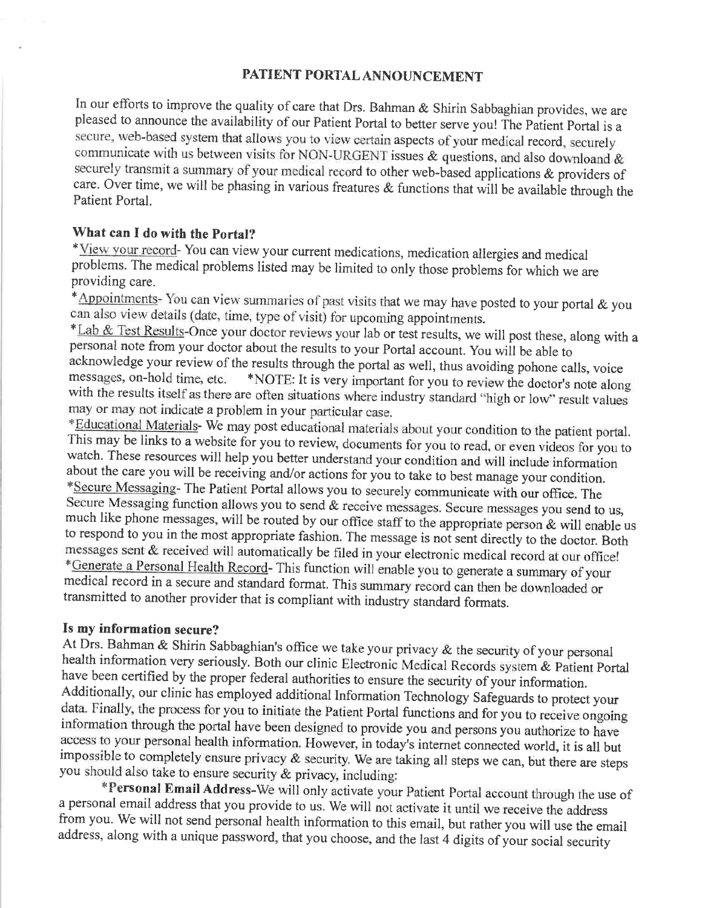# PATIENT PORTAL ANNOUNCEMENT

In our efforts to improve the quality of care that Drs. Bahman & Shirin Sabbaghian provides, we are pleased to announce the availability of our Patient Portal to better serve you! The Patient Portal is a secure, web-based system that allows you to view certain aspects of your medical record, securely communicate with us between visits for NON-URGENT issues & questions, and also downloand & securely transmit a summary of your medical record to other web-based applications & providers of care. Over time, we will be phasing in various freatures & functions that will be available through the Patient Portal.

### What can I do with the Portal?

*<u>View your record</u>- You can view your current medications, medication allergies and medical problems. The medical problems listed may be limited to only those problems for which we are providing care.

*<u>Appointments</u>- You can view summaries of past visits that we may have posted to your portal & you can also view details (date, time, type of visit) for upcoming appointments.

*<u>Lab & Test Results</u>-Once your doctor reviews your lab or test results, we will post these, along with a personal note from your doctor about the results to your Portal account. You will be able to acknowledge your review of the results through the portal as well, thus avoiding pohone calls, voice messages, on-hold time, etc. *NOTE: It is very important for you to review the doctor's note along with the results itself as there are often situations where industry standard "high or low" result values may or may not indicate a problem in your particular case.

*<u>Educational Materials</u>- We may post educational materials about your condition to the patient portal. This may be links to a website for you to review, documents for you to read, or even videos for you to watch. These resources will help you better understand your condition and will include information about the care you will be receiving and/or actions for you to take to best manage your condition.

*<u>Secure Messaging</u>- The Patient Portal allows you to securely communicate with our office. The Secure Messaging function allows you to send & receive messages. Secure messages you send to us, much like phone messages, will be routed by our office staff to the appropriate person & will enable us to respond to you in the most appropriate fashion. The message is not sent directly to the doctor. Both messages sent & received will automatically be filed in your electronic medical record at our office!

*<u>Generate a Personal Health Record</u>- This function will enable you to generate a summary of your medical record in a secure and standard format. This summary record can then be downloaded or transmitted to another provider that is compliant with industry standard formats.

### Is my information secure?

At Drs. Bahman & Shirin Sabbaghian's office we take your privacy & the security of your personal health information very seriously. Both our clinic Electronic Medical Records system & Patient Portal have been certified by the proper federal authorities to ensure the security of your information. Additionally, our clinic has employed additional Information Technology Safeguards to protect your data. Finally, the process for you to initiate the Patient Portal functions and for you to receive ongoing information through the portal have been designed to provide you and persons you authorize to have access to your personal health information. However, in today's internet connected world, it is all but impossible to completely ensure privacy & security. We are taking all steps we can, but there are steps you should also take to ensure security & privacy, including:

*__Personal Email Address__-We will only activate your Patient Portal account through the use of a personal email address that you provide to us. We will not activate it until we receive the address from you. We will not send personal health information to this email, but rather you will use the email address, along with a unique password, that you choose, and the last 4 digits of your social security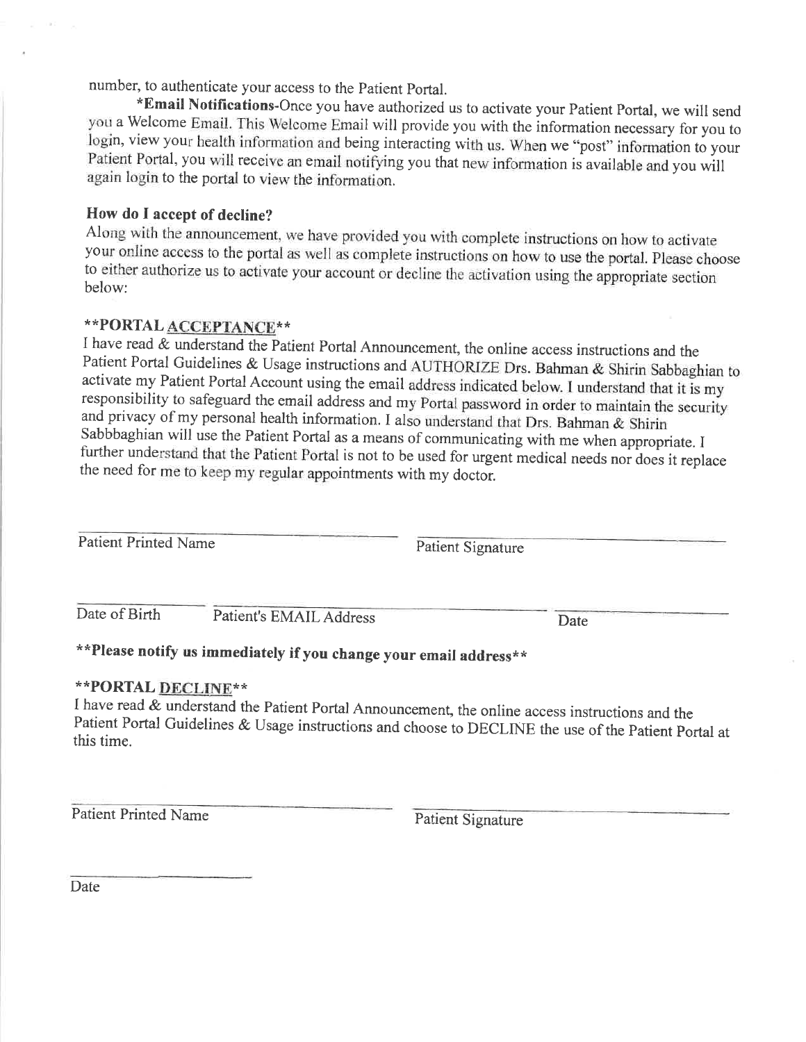number, to authenticate your access to the Patient Portal.

**\*Email Notifications**-Once you have authorized us to activate your Patient Portal, we will send you a Welcome Email. This Welcome Email will provide you with the information necessary for you to login, view your health information and being interacting with us. When we "post" information to your Patient Portal, you will receive an email notifying you that new information is available and you will again login to the portal to view the information.

### How do I accept of decline?

Along with the announcement, we have provided you with complete instructions on how to activate your online access to the portal as well as complete instructions on how to use the portal. Please choose to either authorize us to activate your account or decline the activation using the appropriate section below:

### \*\*PORTAL <u>ACCEPTANCE</u>\*\*

I have read & understand the Patient Portal Announcement, the online access instructions and the Patient Portal Guidelines & Usage instructions and AUTHORIZE Drs. Bahman & Shirin Sabbaghian to activate my Patient Portal Account using the email address indicated below. I understand that it is my responsibility to safeguard the email address and my Portal password in order to maintain the security and privacy of my personal health information. I also understand that Drs. Bahman & Shirin Sabbbaghian will use the Patient Portal as a means of communicating with me when appropriate. I further understand that the Patient Portal is not to be used for urgent medical needs nor does it replace the need for me to keep my regular appointments with my doctor.

\_\_\_\_\_\_\_\_\_\_\_\_\_\_\_\_\_\_\_\_\_\_\_\_\_\_\_\_ \_\_\_\_\_\_\_\_\_\_\_\_\_\_\_\_\_\_\_\_\_\_\_\_\_\_\_\_
Patient Printed Name Patient Signature

\_\_\_\_\_\_\_\_\_\_\_\_ \_\_\_\_\_\_\_\_\_\_\_\_\_\_\_\_\_\_\_\_\_\_\_\_\_\_\_\_ \_\_\_\_\_\_\_\_\_\_\_\_\_\_
Date of Birth Patient's EMAIL Address Date

**\*\*Please notify us immediately if you change your email address\*\***

### \*\*PORTAL <u>DECLINE</u>\*\*

I have read & understand the Patient Portal Announcement, the online access instructions and the Patient Portal Guidelines & Usage instructions and choose to DECLINE the use of the Patient Portal at this time.

\_\_\_\_\_\_\_\_\_\_\_\_\_\_\_\_\_\_\_\_\_\_\_\_\_\_\_\_ \_\_\_\_\_\_\_\_\_\_\_\_\_\_\_\_\_\_\_\_\_\_\_\_\_\_\_\_
Patient Printed Name Patient Signature

\_\_\_\_\_\_\_\_\_\_\_\_\_\_
Date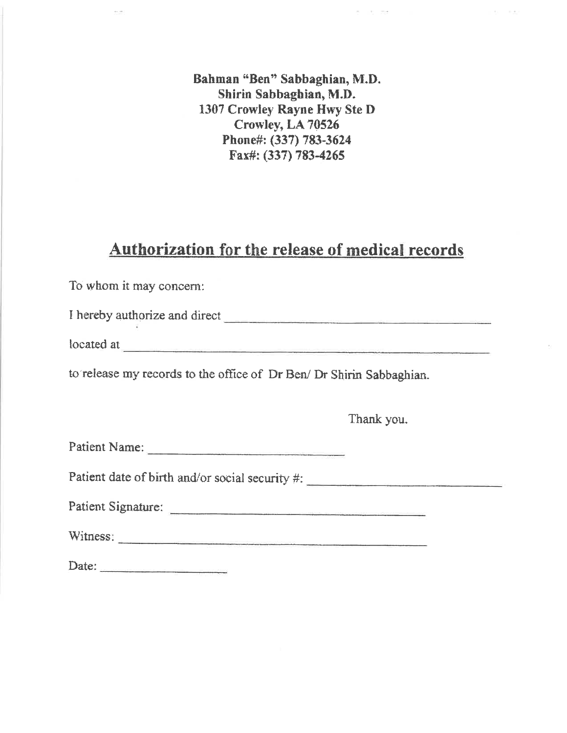**Bahman "Ben" Sabbaghian, M.D.**
**Shirin Sabbaghian, M.D.**
**1307 Crowley Rayne Hwy Ste D**
**Crowley, LA 70526**
**Phone#: (337) 783-3624**
**Fax#: (337) 783-4265**

# Authorization for the release of medical records

To whom it may concern:

I hereby authorize and direct ______________________________________

located at ______________________________________________________

to release my records to the office of Dr Ben/ Dr Shirin Sabbaghian.

Thank you.

Patient Name: ____________________________

Patient date of birth and/or social security #: ___________________________

Patient Signature: ________________________________

Witness: ________________________________________

Date: ________________